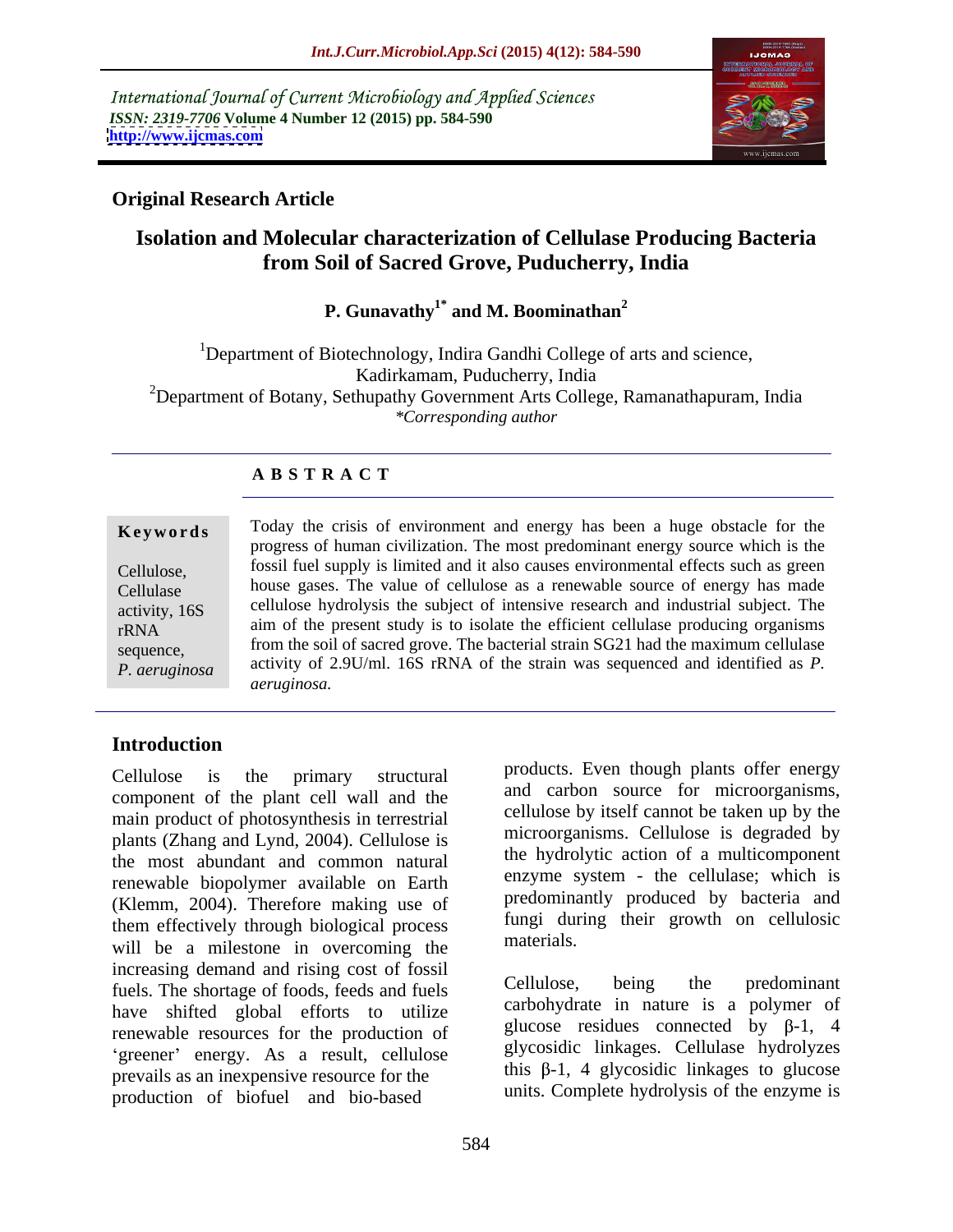International Journal of Current Microbiology and Applied Sciences
*ISSN: 2319-7706* **Volume 4 Number 12 (2015) pp. 584-590**
**http://www.ijcmas.com**

**Original Research Article**

# Isolation and Molecular characterization of Cellulase Producing Bacteria from Soil of Sacred Grove, Puducherry, India

**P. Gunavathy[1*] and M. Boominathan[2]**

[1]Department of Biotechnology, Indira Gandhi College of arts and science, Kadirkamam, Puducherry, India
[2]Department of Botany, Sethupathy Government Arts College, Ramanathapuram, India
*\*Corresponding author*

## ABSTRACT

**Keywords**

Cellulose, Cellulase activity, 16S rRNA sequence, *P. aeruginosa*

Today the crisis of environment and energy has been a huge obstacle for the progress of human civilization. The most predominant energy source which is the fossil fuel supply is limited and it also causes environmental effects such as green house gases. The value of cellulose as a renewable source of energy has made cellulose hydrolysis the subject of intensive research and industrial subject. The aim of the present study is to isolate the efficient cellulase producing organisms from the soil of sacred grove. The bacterial strain SG21 had the maximum cellulase activity of 2.9U/ml. 16S rRNA of the strain was sequenced and identified as *P. aeruginosa.*

## Introduction

Cellulose is the primary structural component of the plant cell wall and the main product of photosynthesis in terrestrial plants (Zhang and Lynd, 2004). Cellulose is the most abundant and common natural renewable biopolymer available on Earth (Klemm, 2004). Therefore making use of them effectively through biological process will be a milestone in overcoming the increasing demand and rising cost of fossil fuels. The shortage of foods, feeds and fuels have shifted global efforts to utilize renewable resources for the production of 'greener' energy. As a result, cellulose prevails as an inexpensive resource for the production of biofuel and bio-based products. Even though plants offer energy and carbon source for microorganisms, cellulose by itself cannot be taken up by the microorganisms. Cellulose is degraded by the hydrolytic action of a multicomponent enzyme system - the cellulase; which is predominantly produced by bacteria and fungi during their growth on cellulosic materials.

Cellulose, being the predominant carbohydrate in nature is a polymer of glucose residues connected by β-1, 4 glycosidic linkages. Cellulase hydrolyzes this β-1, 4 glycosidic linkages to glucose units. Complete hydrolysis of the enzyme is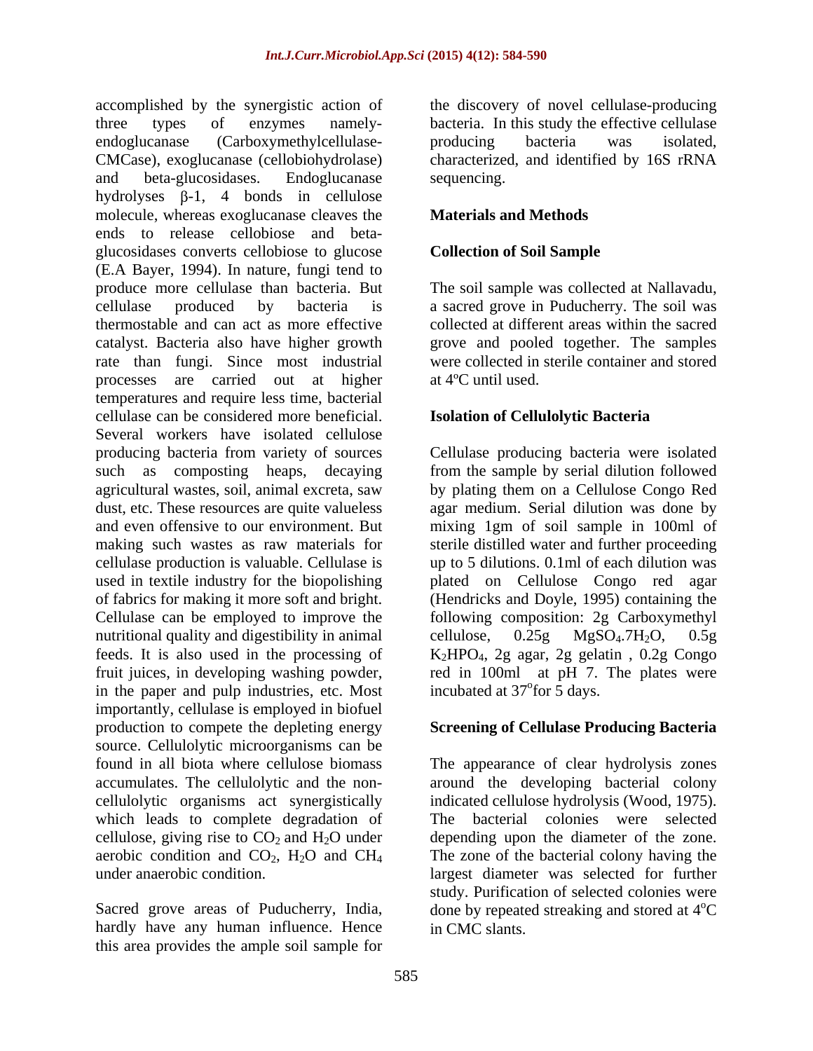accomplished by the synergistic action of three types of enzymes namely-endoglucanase (Carboxymethylcellulase-CMCase), exoglucanase (cellobiohydrolase) and beta-glucosidases. Endoglucanase hydrolyses β-1, 4 bonds in cellulose molecule, whereas exoglucanase cleaves the ends to release cellobiose and beta-glucosidases converts cellobiose to glucose (E.A Bayer, 1994). In nature, fungi tend to produce more cellulase than bacteria. But cellulase produced by bacteria is thermostable and can act as more effective catalyst. Bacteria also have higher growth rate than fungi. Since most industrial processes are carried out at higher temperatures and require less time, bacterial cellulase can be considered more beneficial. Several workers have isolated cellulose producing bacteria from variety of sources such as composting heaps, decaying agricultural wastes, soil, animal excreta, saw dust, etc. These resources are quite valueless and even offensive to our environment. But making such wastes as raw materials for cellulase production is valuable. Cellulase is used in textile industry for the biopolishing of fabrics for making it more soft and bright. Cellulase can be employed to improve the nutritional quality and digestibility in animal feeds. It is also used in the processing of fruit juices, in developing washing powder, in the paper and pulp industries, etc. Most importantly, cellulase is employed in biofuel production to compete the depleting energy source. Cellulolytic microorganisms can be found in all biota where cellulose biomass accumulates. The cellulolytic and the non-cellulolytic organisms act synergistically which leads to complete degradation of cellulose, giving rise to $CO_2$ and $H_2O$ under aerobic condition and $CO_2$, $H_2O$ and $CH_4$ under anaerobic condition.

Sacred grove areas of Puducherry, India, hardly have any human influence. Hence this area provides the ample soil sample for the discovery of novel cellulase-producing bacteria. In this study the effective cellulase producing bacteria was isolated, characterized, and identified by 16S rRNA sequencing.

## Materials and Methods

### Collection of Soil Sample

The soil sample was collected at Nallavadu, a sacred grove in Puducherry. The soil was collected at different areas within the sacred grove and pooled together. The samples were collected in sterile container and stored at 4ºC until used.

### Isolation of Cellulolytic Bacteria

Cellulase producing bacteria were isolated from the sample by serial dilution followed by plating them on a Cellulose Congo Red agar medium. Serial dilution was done by mixing 1gm of soil sample in 100ml of sterile distilled water and further proceeding up to 5 dilutions. 0.1ml of each dilution was plated on Cellulose Congo red agar (Hendricks and Doyle, 1995) containing the following composition: 2g Carboxymethyl cellulose, 0.25g $MgSO_4.7H_2O$, 0.5g $K_2HPO_4$, 2g agar, 2g gelatin , 0.2g Congo red in 100ml at pH 7. The plates were incubated at $37^o$for 5 days.

### Screening of Cellulase Producing Bacteria

The appearance of clear hydrolysis zones around the developing bacterial colony indicated cellulose hydrolysis (Wood, 1975). The bacterial colonies were selected depending upon the diameter of the zone. The zone of the bacterial colony having the largest diameter was selected for further study. Purification of selected colonies were done by repeated streaking and stored at $4^oC$ in CMC slants.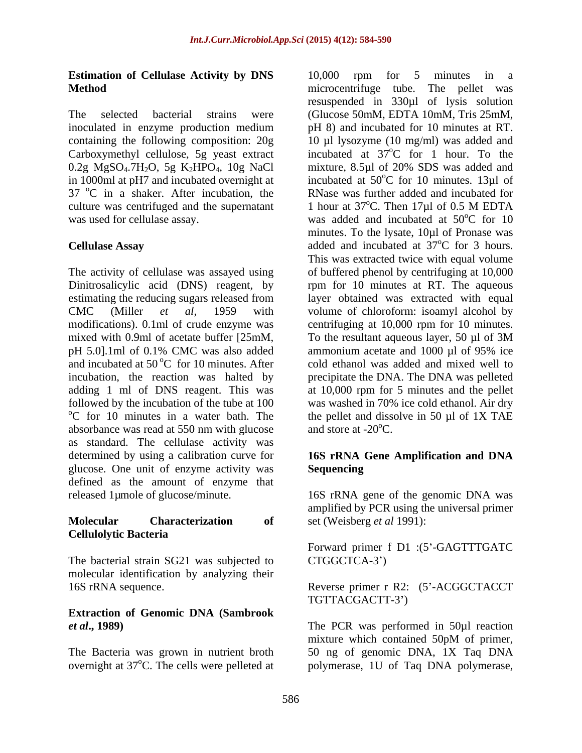### Estimation of Cellulase Activity by DNS Method

The selected bacterial strains were inoculated in enzyme production medium containing the following composition: 20g Carboxymethyl cellulose, 5g yeast extract 0.2g $MgSO_4.7H_2O$, 5g $K_2HPO_4$, 10g NaCl in 1000ml at pH7 and incubated overnight at 37 $^oC$ in a shaker. After incubation, the culture was centrifuged and the supernatant was used for cellulase assay.

### Cellulase Assay

The activity of cellulase was assayed using Dinitrosalicylic acid (DNS) reagent, by estimating the reducing sugars released from CMC (Miller *et al*, 1959 with modifications). 0.1ml of crude enzyme was mixed with 0.9ml of acetate buffer [25mM, pH 5.0].1ml of 0.1% CMC was also added and incubated at 50 $^oC$ for 10 minutes. After incubation, the reaction was halted by adding 1 ml of DNS reagent. This was followed by the incubation of the tube at 100 $^oC$ for 10 minutes in a water bath. The absorbance was read at 550 nm with glucose as standard. The cellulase activity was determined by using a calibration curve for glucose. One unit of enzyme activity was defined as the amount of enzyme that released 1µmole of glucose/minute.

### Molecular Characterization of Cellulolytic Bacteria

The bacterial strain SG21 was subjected to molecular identification by analyzing their 16S rRNA sequence.

### Extraction of Genomic DNA (Sambrook *et al*., 1989)

The Bacteria was grown in nutrient broth overnight at 37$^oC$. The cells were pelleted at 10,000 rpm for 5 minutes in a microcentrifuge tube. The pellet was resuspended in 330µl of lysis solution (Glucose 50mM, EDTA 10mM, Tris 25mM, pH 8) and incubated for 10 minutes at RT. 10 µl lysozyme (10 mg/ml) was added and incubated at 37$^oC$ for 1 hour. To the mixture, 8.5µl of 20% SDS was added and incubated at 50$^oC$ for 10 minutes. 13µl of RNase was further added and incubated for 1 hour at 37$^oC$. Then 17µl of 0.5 M EDTA was added and incubated at 50$^oC$ for 10 minutes. To the lysate, 10µl of Pronase was added and incubated at 37$^oC$ for 3 hours. This was extracted twice with equal volume of buffered phenol by centrifuging at 10,000 rpm for 10 minutes at RT. The aqueous layer obtained was extracted with equal volume of chloroform: isoamyl alcohol by centrifuging at 10,000 rpm for 10 minutes. To the resultant aqueous layer, 50 µl of 3M ammonium acetate and 1000 µl of 95% ice cold ethanol was added and mixed well to precipitate the DNA. The DNA was pelleted at 10,000 rpm for 5 minutes and the pellet was washed in 70% ice cold ethanol. Air dry the pellet and dissolve in 50 µl of 1X TAE and store at -20$^oC$.

### 16S rRNA Gene Amplification and DNA Sequencing

16S rRNA gene of the genomic DNA was amplified by PCR using the universal primer set (Weisberg *et al* 1991):

Forward primer f D1 :(5'-GAGTTTGATC CTGGCTCA-3')

Reverse primer r R2: (5'-ACGGCTACCT TGTTACGACTT-3')

The PCR was performed in 50µl reaction mixture which contained 50pM of primer, 50 ng of genomic DNA, 1X Taq DNA polymerase, 1U of Taq DNA polymerase,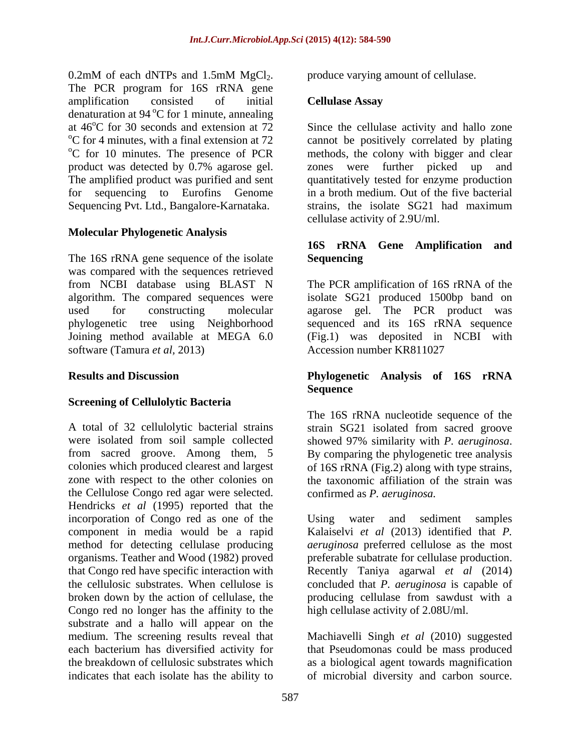0.2mM of each dNTPs and 1.5mM $MgCl_2$. The PCR program for 16S rRNA gene amplification consisted of initial denaturation at 94 °C for 1 minute, annealing at 46°C for 30 seconds and extension at 72 °C for 4 minutes, with a final extension at 72 °C for 10 minutes. The presence of PCR product was detected by 0.7% agarose gel. The amplified product was purified and sent for sequencing to Eurofins Genome Sequencing Pvt. Ltd., Bangalore-Karnataka.

### Molecular Phylogenetic Analysis

The 16S rRNA gene sequence of the isolate was compared with the sequences retrieved from NCBI database using BLAST N algorithm. The compared sequences were used for constructing molecular phylogenetic tree using Neighborhood Joining method available at MEGA 6.0 software (Tamura *et al*, 2013)

## Results and Discussion

### Screening of Cellulolytic Bacteria

A total of 32 cellulolytic bacterial strains were isolated from soil sample collected from sacred groove. Among them, 5 colonies which produced clearest and largest zone with respect to the other colonies on the Cellulose Congo red agar were selected. Hendricks *et al* (1995) reported that the incorporation of Congo red as one of the component in media would be a rapid method for detecting cellulase producing organisms. Teather and Wood (1982) proved that Congo red have specific interaction with the cellulosic substrates. When cellulose is broken down by the action of cellulase, the Congo red no longer has the affinity to the substrate and a hallo will appear on the medium. The screening results reveal that each bacterium has diversified activity for the breakdown of cellulosic substrates which indicates that each isolate has the ability to produce varying amount of cellulase.

### Cellulase Assay

Since the cellulase activity and hallo zone cannot be positively correlated by plating methods, the colony with bigger and clear zones were further picked up and quantitatively tested for enzyme production in a broth medium. Out of the five bacterial strains, the isolate SG21 had maximum cellulase activity of 2.9U/ml.

### 16S rRNA Gene Amplification and Sequencing

The PCR amplification of 16S rRNA of the isolate SG21 produced 1500bp band on agarose gel. The PCR product was sequenced and its 16S rRNA sequence (Fig.1) was deposited in NCBI with Accession number KR811027

### Phylogenetic Analysis of 16S rRNA Sequence

The 16S rRNA nucleotide sequence of the strain SG21 isolated from sacred groove showed 97% similarity with *P. aeruginosa*. By comparing the phylogenetic tree analysis of 16S rRNA (Fig.2) along with type strains, the taxonomic affiliation of the strain was confirmed as *P. aeruginosa.*

Using water and sediment samples Kalaiselvi *et al* (2013) identified that *P. aeruginosa* preferred cellulose as the most preferable subatrate for cellulase production. Recently Taniya agarwal *et al* (2014) concluded that *P. aeruginosa* is capable of producing cellulase from sawdust with a high cellulase activity of 2.08U/ml.

Machiavelli Singh *et al* (2010) suggested that Pseudomonas could be mass produced as a biological agent towards magnification of microbial diversity and carbon source.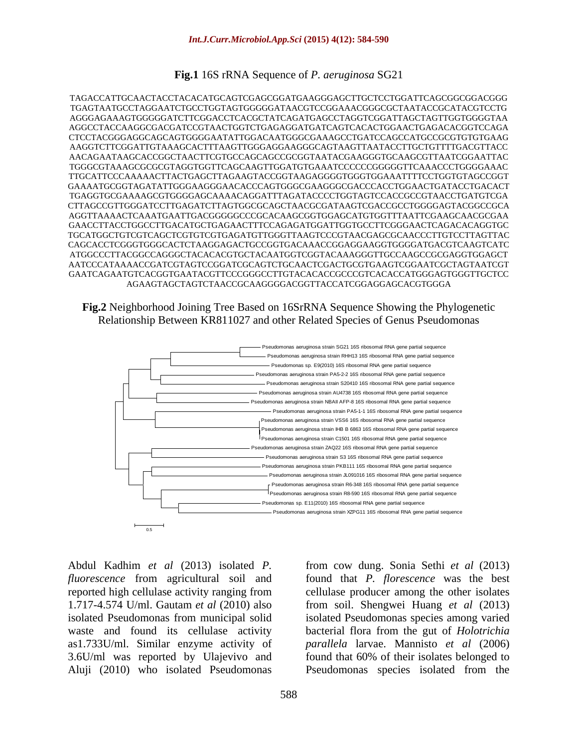**Fig.1** 16S rRNA Sequence of *P. aeruginosa* SG21

```
TAGACCATTGCAACTACCTACACATGCAGTCGAGCGGATGAAGGGAGCTTGCTCCTGGATTCAGCGGCGGACGGG
TGAGTAATGCCTAGGAATCTGCCTGGTAGTGGGGGATAACGTCCGGAAACGGGCGCTAATACCGCATACGTCCTG
AGGGAGAAAGTGGGGGATCTTCGGACCTCACGCTATCAGATGAGCCTAGGTCGGATTAGCTAGTTGGTGGGGTAA
AGGCCTACCAAGGCGACGATCCGTAACTGGTCTGAGAGGATGATCAGTCACACTGGAACTGAGACACGGTCCAGA
CTCCTACGGGAGGCAGCAGTGGGGAATATTGGACAATGGGCGAAAGCCTGATCCAGCCATGCCGCGTGTGTGAAG
AAGGTCTTCGGATTGTAAAGCACTTTAAGTTGGGAGGAAGGGCAGTAAGTTAATACCTTGCTGTTTTGACGTTACC
AACAGAATAAGCACCGGCTAACTTCGTGCCAGCAGCCGCGGTAATACGAAGGGTGCAAGCGTTAATCGGAATTAC
TGGGCGTAAAGCGCGCGTAGGTGGTTCAGCAAGTTGGATGTGAAATCCCCCCGGGGGTTCAAACCCTGGGGAAAC
TTGCATTCCCAAAAACTTACTGAGCTTAGAAGTACCGGTAAGAGGGGTGGGTGGAAATTTTCCTGGTGTAGCCGGT
GAAAATGCGGTAGATATTGGGAAGGGAACACCCAGTGGGCGAAGGGCGACCCACCTGGAACTGATACCTGACACT
TGAGGTGCGAAAAGCGTGGGGAGCAAAACAGGATTTAGATACCCCTGGTAGTCCACCGCCGTAACCTGATGTCGA
CTTAGCCGTTGGGATCCTTGAGATCTTAGTGGCGCAGCTAACGCGATAAGTCGACCGCCTGGGGAGTACGGCCGCA
AGGTTAAAACTCAAATGAATTGACGGGGGCCCGCACAAGCGGTGGAGCATGTGGTTTAATTCGAAGCAACGCGAA
GAACCTTACCTGGCCTTGACATGCTGAGAACTTTCCAGAGATGGATTGGTGCCTTCGGGAACTCAGACACAGGTGC
TGCATGGCTGTCGTCAGCTCGTGTCGTGAGATGTTGGGTTAAGTCCCGTAACGAGCGCAACCCTTGTCCTTAGTTAC
CAGCACCTCGGGTGGGCACTCTAAGGAGACTGCCGGTGACAAACCGGAGGAAGGTGGGGATGACGTCAAGTCATC
ATGGCCCTTACGGCCAGGGCTACACACGTGCTACAATGGTCGGTACAAAGGGTTGCCAAGCCGCGAGGTGGAGCT
AATCCCATAAAACCGATCGTAGTCCGGATCGCAGTCTGCAACTCGACTGCGTGAAGTCGGAATCGCTAGTAATCGT
GAATCAGAATGTCACGGTGAATACGTTCCCGGGCCTTGTACACACCGCCCGTCACACCATGGGAGTGGGTTGCTCC
AGAAGTAGCTAGTCTAACCGCAAGGGGACGGTTACCATCGGAGGAGCACGTGGGA
```

**Fig.2** Neighborhood Joining Tree Based on 16SrRNA Sequence Showing the Phylogenetic Relationship Between KR811027 and other Related Species of Genus Pseudomonas

Abdul Kadhim *et al* (2013) isolated *P. fluorescence* from agricultural soil and reported high cellulase activity ranging from 1.717-4.574 U/ml. Gautam *et al* (2010) also isolated Pseudomonas from municipal solid waste and found its cellulase activity as1.733U/ml. Similar enzyme activity of 3.6U/ml was reported by Ulajevivo and Aluji (2010) who isolated Pseudomonas from cow dung. Sonia Sethi *et al* (2013) found that *P. florescence* was the best cellulase producer among the other isolates from soil. Shengwei Huang *et al* (2013) isolated Pseudomonas species among varied bacterial flora from the gut of *Holotrichia parallela* larvae. Mannisto *et al* (2006) found that 60% of their isolates belonged to Pseudomonas species isolated from the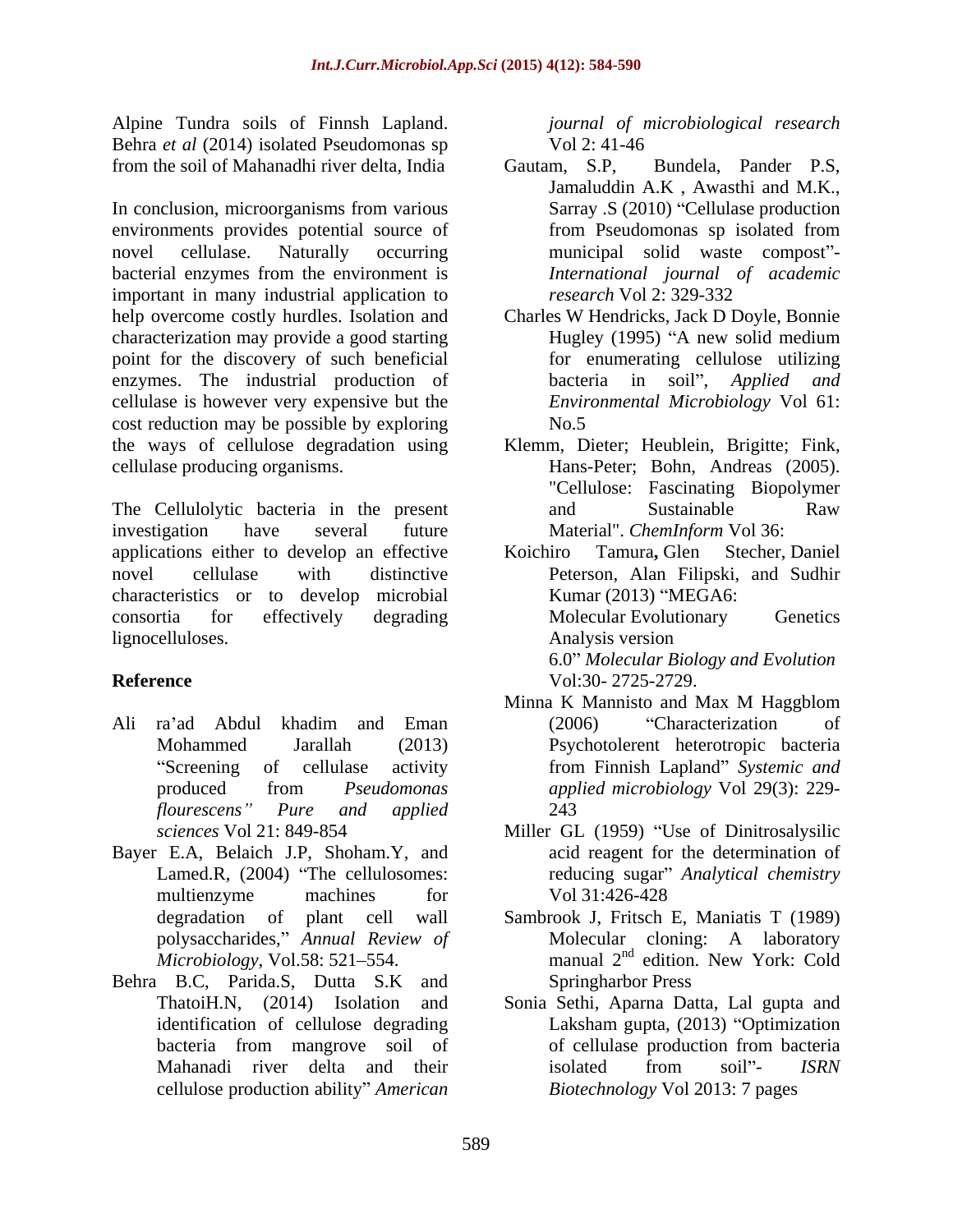Alpine Tundra soils of Finnsh Lapland. Behra *et al* (2014) isolated Pseudomonas sp from the soil of Mahanadhi river delta, India

In conclusion, microorganisms from various environments provides potential source of novel cellulase. Naturally occurring bacterial enzymes from the environment is important in many industrial application to help overcome costly hurdles. Isolation and characterization may provide a good starting point for the discovery of such beneficial enzymes. The industrial production of cellulase is however very expensive but the cost reduction may be possible by exploring the ways of cellulose degradation using cellulase producing organisms.

The Cellulolytic bacteria in the present investigation have several future applications either to develop an effective novel cellulase with distinctive characteristics or to develop microbial consortia for effectively degrading lignocelluloses.

## Reference

Ali ra'ad Abdul khadim and Eman Mohammed Jarallah (2013) "Screening of cellulase activity produced from *Pseudomonas flourescens" Pure and applied sciences* Vol 21: 849-854

Bayer E.A, Belaich J.P, Shoham.Y, and Lamed.R, (2004) "The cellulosomes: multienzyme machines for degradation of plant cell wall polysaccharides," *Annual Review of Microbiology*, Vol.58: 521–554.

Behra B.C, Parida.S, Dutta S.K and ThatoiH.N, (2014) Isolation and identification of cellulose degrading bacteria from mangrove soil of Mahanadi river delta and their cellulose production ability" *American journal of microbiological research* Vol 2: 41-46

Gautam, S.P, Bundela, Pander P.S, Jamaluddin A.K , Awasthi and M.K., Sarray .S (2010) "Cellulase production from Pseudomonas sp isolated from municipal solid waste compost"- *International journal of academic research* Vol 2: 329-332

Charles W Hendricks, Jack D Doyle, Bonnie Hugley (1995) "A new solid medium for enumerating cellulose utilizing bacteria in soil", *Applied and Environmental Microbiology* Vol 61: No.5

Klemm, Dieter; Heublein, Brigitte; Fink, Hans-Peter; Bohn, Andreas (2005). "Cellulose: Fascinating Biopolymer and Sustainable Raw Material". *ChemInform* Vol 36:

Koichiro Tamura**,** Glen Stecher, Daniel Peterson, Alan Filipski, and Sudhir Kumar (2013) "MEGA6: Molecular Evolutionary Genetics Analysis version 6.0" *Molecular Biology and Evolution* Vol:30- 2725-2729.

Minna K Mannisto and Max M Haggblom (2006) "Characterization of Psychotolerent heterotropic bacteria from Finnish Lapland" *Systemic and applied microbiology* Vol 29(3): 229-243

Miller GL (1959) "Use of Dinitrosalysilic acid reagent for the determination of reducing sugar" *Analytical chemistry* Vol 31:426-428

Sambrook J, Fritsch E, Maniatis T (1989) Molecular cloning: A laboratory manual 2nd edition. New York: Cold Springharbor Press

Sonia Sethi, Aparna Datta, Lal gupta and Laksham gupta, (2013) "Optimization of cellulase production from bacteria isolated from soil"- *ISRN Biotechnology* Vol 2013: 7 pages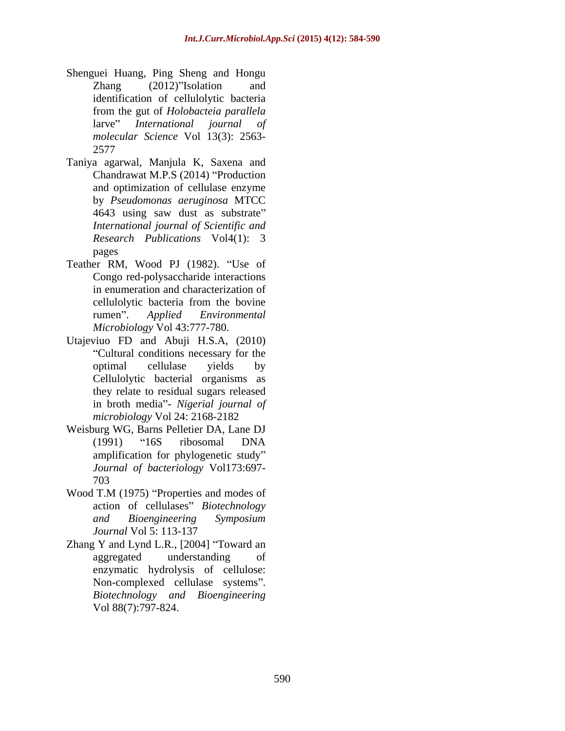Shenguei Huang, Ping Sheng and Hongu Zhang (2012)"Isolation and identification of cellulolytic bacteria from the gut of *Holobacteia parallela* larve" *International journal of molecular Science* Vol 13(3): 2563-2577

Taniya agarwal, Manjula K, Saxena and Chandrawat M.P.S (2014) "Production and optimization of cellulase enzyme by *Pseudomonas aeruginosa* MTCC 4643 using saw dust as substrate" *International journal of Scientific and Research Publications* Vol4(1): 3 pages

Teather RM, Wood PJ (1982). "Use of Congo red-polysaccharide interactions in enumeration and characterization of cellulolytic bacteria from the bovine rumen". *Applied Environmental Microbiology* Vol 43:777-780.

Utajeviuo FD and Abuji H.S.A, (2010) "Cultural conditions necessary for the optimal cellulase yields by Cellulolytic bacterial organisms as they relate to residual sugars released in broth media"- *Nigerial journal of microbiology* Vol 24: 2168-2182

Weisburg WG, Barns Pelletier DA, Lane DJ (1991) "16S ribosomal DNA amplification for phylogenetic study" *Journal of bacteriology* Vol173:697-703

Wood T.M (1975) "Properties and modes of action of cellulases" *Biotechnology and Bioengineering Symposium Journal* Vol 5: 113-137

Zhang Y and Lynd L.R., [2004] "Toward an aggregated understanding of enzymatic hydrolysis of cellulose: Non-complexed cellulase systems". *Biotechnology and Bioengineering* Vol 88(7):797-824.